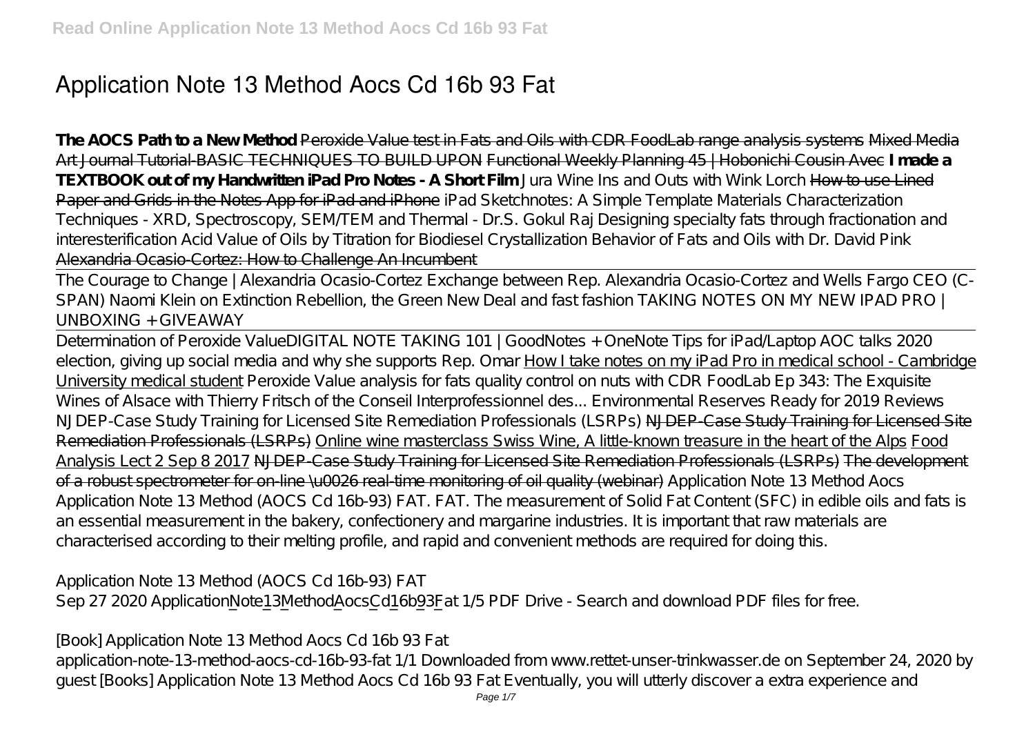# Application Note 13 Method Aocs Cd 16b 93 Fat

**The AOCS Path to a New Method** Peroxide Value test in Fats and Oils with CDR FoodLab range analysis systems Mixed Media Art Journal Tutorial-BASIC TECHNIQUES TO BUILD UPON Functional Weekly Planning 45 | Hobonichi Cousin Avec **I made a TEXTBOOK out of my Handwritten iPad Pro Notes - A Short Film** *Jura Wine Ins and Outs with Wink Lorch* How to use Lined Paper and Grids in the Notes App for iPad and iPhone *iPad Sketchnotes: A Simple Template Materials Characterization Techniques - XRD, Spectroscopy, SEM/TEM and Thermal - Dr.S. Gokul Raj Designing specialty fats through fractionation and interesterification Acid Value of Oils by Titration for Biodiesel Crystallization Behavior of Fats and Oils with Dr. David Pink* Alexandria Ocasio-Cortez: How to Challenge An Incumbent

The Courage to Change | Alexandria Ocasio-Cortez *Exchange between Rep. Alexandria Ocasio-Cortez and Wells Fargo CEO (C-SPAN) Naomi Klein on Extinction Rebellion, the Green New Deal and fast fashion TAKING NOTES ON MY NEW IPAD PRO | UNBOXING + GIVEAWAY*

Determination of Peroxide Value*DIGITAL NOTE TAKING 101 | GoodNotes + OneNote Tips for iPad/Laptop AOC talks 2020 election, giving up social media and why she supports Rep. Omar* How I take notes on my iPad Pro in medical school - Cambridge University medical student *Peroxide Value analysis for fats quality control on nuts with CDR FoodLab Ep 343: The Exquisite Wines of Alsace with Thierry Fritsch of the Conseil Interprofessionnel des... Environmental Reserves Ready for 2019 Reviews NJDEP-Case Study Training for Licensed Site Remediation Professionals (LSRPs)* NJDEP-Case Study Training for Licensed Site Remediation Professionals (LSRPs) Online wine masterclass Swiss Wine, A little-known treasure in the heart of the Alps Food Analysis Lect 2 Sep 8 2017 NJDEP-Case Study Training for Licensed Site Remediation Professionals (LSRPs) The development of a robust spectrometer for on-line \u0026 real-time monitoring of oil quality (webinar) *Application Note 13 Method Aocs*

Application Note 13 Method (AOCS Cd 16b-93) FAT. FAT. The measurement of Solid Fat Content (SFC) in edible oils and fats is an essential measurement in the bakery, confectionery and margarine industries. It is important that raw materials are characterised according to their melting profile, and rapid and convenient methods are required for doing this.

*Application Note 13 Method (AOCS Cd 16b-93) FAT*

Sep 27 2020 Application_Note_13_Method_Aocs_Cd_16b_93_Fat 1/5 PDF Drive - Search and download PDF files for free.

*[Book] Application Note 13 Method Aocs Cd 16b 93 Fat*

application-note-13-method-aocs-cd-16b-93-fat 1/1 Downloaded from www.rettet-unser-trinkwasser.de on September 24, 2020 by guest [Books] Application Note 13 Method Aocs Cd 16b 93 Fat Eventually, you will utterly discover a extra experience and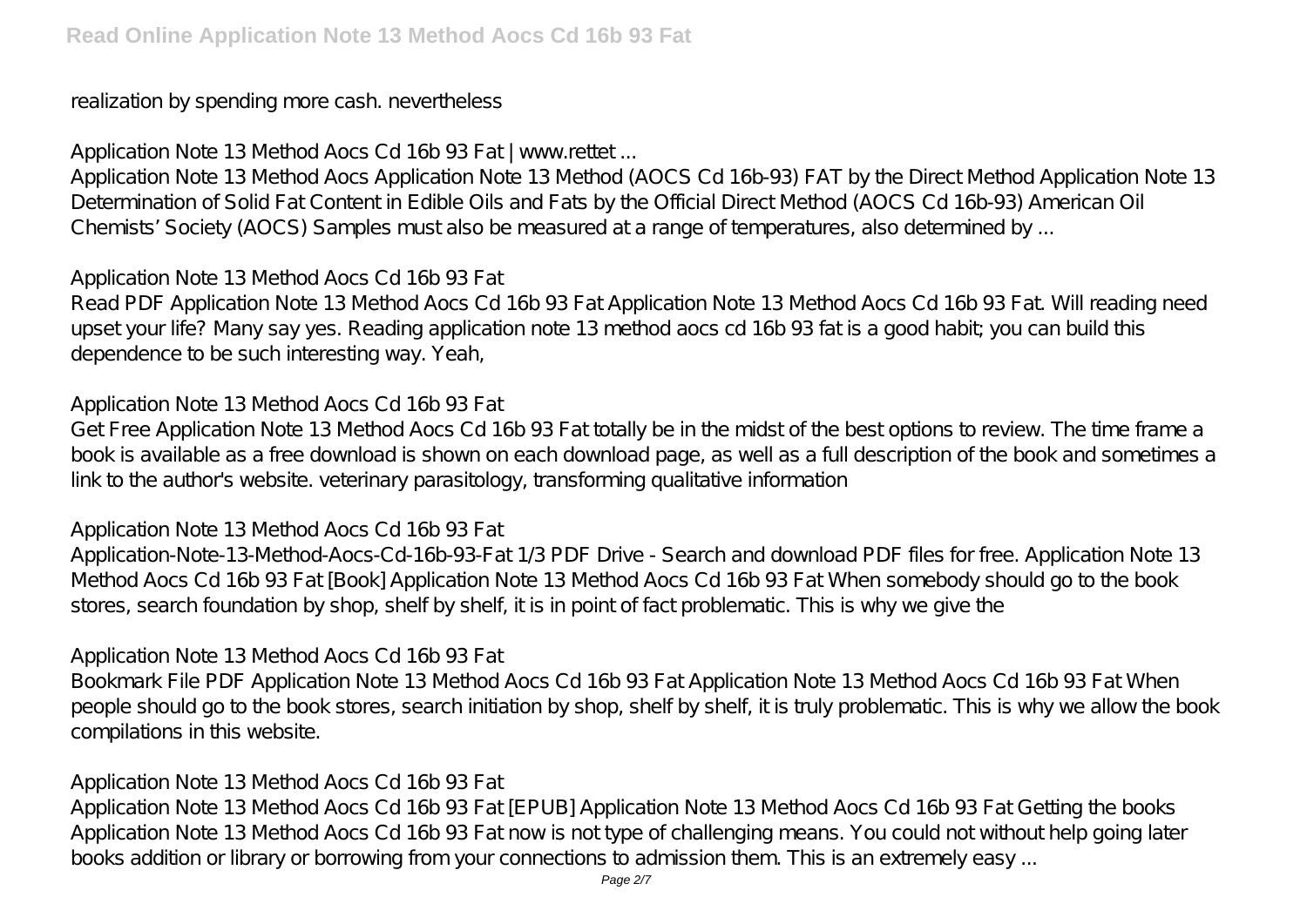realization by spending more cash. nevertheless

### Application Note 13 Method Aocs Cd 16b 93 Fat | www.rettet ...

Application Note 13 Method Aocs Application Note 13 Method (AOCS Cd 16b-93) FAT by the Direct Method Application Note 13 Determination of Solid Fat Content in Edible Oils and Fats by the Official Direct Method (AOCS Cd 16b-93) American Oil Chemists' Society (AOCS) Samples must also be measured at a range of temperatures, also determined by ...

### Application Note 13 Method Aocs Cd 16b 93 Fat

Read PDF Application Note 13 Method Aocs Cd 16b 93 Fat Application Note 13 Method Aocs Cd 16b 93 Fat. Will reading need upset your life? Many say yes. Reading application note 13 method aocs cd 16b 93 fat is a good habit; you can build this dependence to be such interesting way. Yeah,

### Application Note 13 Method Aocs Cd 16b 93 Fat

Get Free Application Note 13 Method Aocs Cd 16b 93 Fat totally be in the midst of the best options to review. The time frame a book is available as a free download is shown on each download page, as well as a full description of the book and sometimes a link to the author's website. veterinary parasitology, transforming qualitative information

### Application Note 13 Method Aocs Cd 16b 93 Fat

Application-Note-13-Method-Aocs-Cd-16b-93-Fat 1/3 PDF Drive - Search and download PDF files for free. Application Note 13 Method Aocs Cd 16b 93 Fat [Book] Application Note 13 Method Aocs Cd 16b 93 Fat When somebody should go to the book stores, search foundation by shop, shelf by shelf, it is in point of fact problematic. This is why we give the

### Application Note 13 Method Aocs Cd 16b 93 Fat

Bookmark File PDF Application Note 13 Method Aocs Cd 16b 93 Fat Application Note 13 Method Aocs Cd 16b 93 Fat When people should go to the book stores, search initiation by shop, shelf by shelf, it is truly problematic. This is why we allow the book compilations in this website.

### Application Note 13 Method Aocs Cd 16b 93 Fat

Application Note 13 Method Aocs Cd 16b 93 Fat [EPUB] Application Note 13 Method Aocs Cd 16b 93 Fat Getting the books Application Note 13 Method Aocs Cd 16b 93 Fat now is not type of challenging means. You could not without help going later books addition or library or borrowing from your connections to admission them. This is an extremely easy ...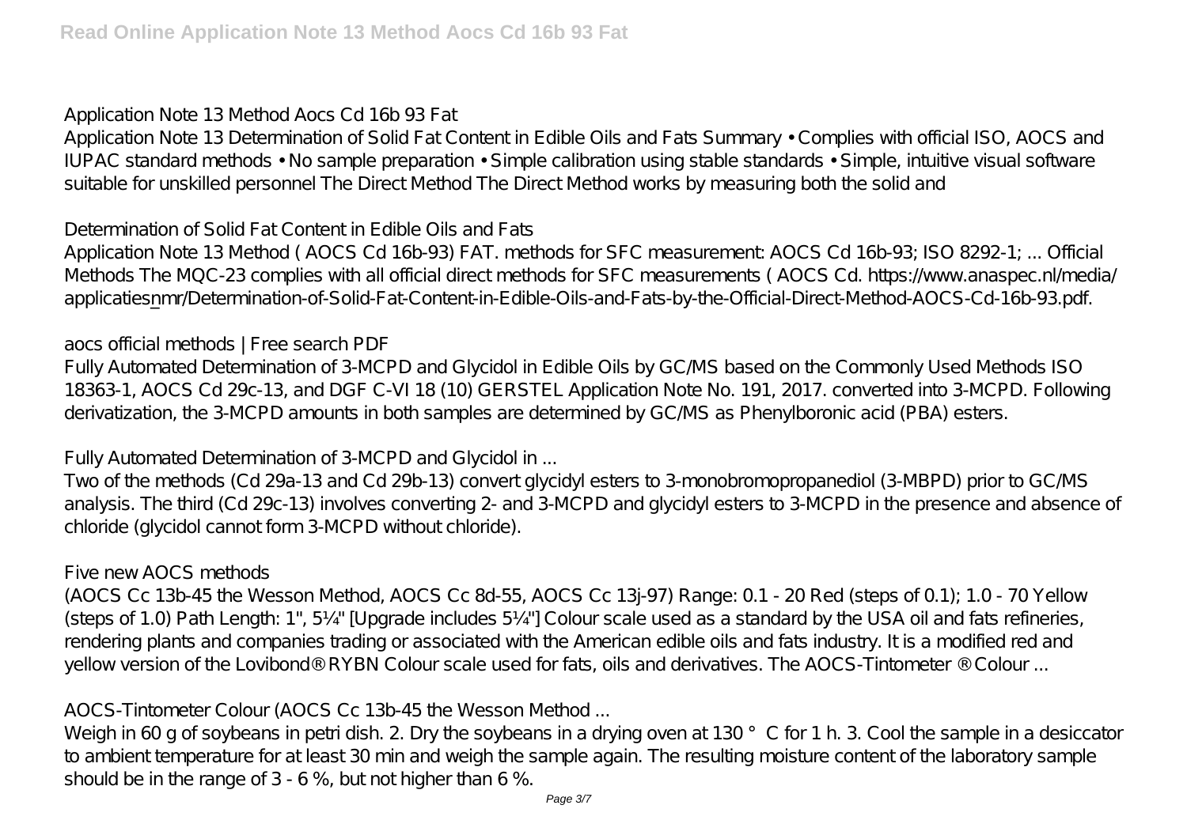## Application Note 13 Method Aocs Cd 16b 93 Fat

Application Note 13 Determination of Solid Fat Content in Edible Oils and Fats Summary • Complies with official ISO, AOCS and IUPAC standard methods • No sample preparation • Simple calibration using stable standards • Simple, intuitive visual software suitable for unskilled personnel The Direct Method The Direct Method works by measuring both the solid and

## Determination of Solid Fat Content in Edible Oils and Fats

Application Note 13 Method ( AOCS Cd 16b-93) FAT. methods for SFC measurement: AOCS Cd 16b-93; ISO 8292-1; ... Official Methods The MQC-23 complies with all official direct methods for SFC measurements ( AOCS Cd. https://www.anaspec.nl/media/applicaties_nmr/Determination-of-Solid-Fat-Content-in-Edible-Oils-and-Fats-by-the-Official-Direct-Method-AOCS-Cd-16b-93.pdf.

## aocs official methods | Free search PDF

Fully Automated Determination of 3-MCPD and Glycidol in Edible Oils by GC/MS based on the Commonly Used Methods ISO 18363-1, AOCS Cd 29c-13, and DGF C-VI 18 (10) GERSTEL Application Note No. 191, 2017. converted into 3-MCPD. Following derivatization, the 3-MCPD amounts in both samples are determined by GC/MS as Phenylboronic acid (PBA) esters.

## Fully Automated Determination of 3-MCPD and Glycidol in ...

Two of the methods (Cd 29a-13 and Cd 29b-13) convert glycidyl esters to 3-monobromopropanediol (3-MBPD) prior to GC/MS analysis. The third (Cd 29c-13) involves converting 2- and 3-MCPD and glycidyl esters to 3-MCPD in the presence and absence of chloride (glycidol cannot form 3-MCPD without chloride).

## Five new AOCS methods

(AOCS Cc 13b-45 the Wesson Method, AOCS Cc 8d-55, AOCS Cc 13j-97) Range: 0.1 - 20 Red (steps of 0.1); 1.0 - 70 Yellow (steps of 1.0) Path Length: 1", 5¼" [Upgrade includes 5¼"] Colour scale used as a standard by the USA oil and fats refineries, rendering plants and companies trading or associated with the American edible oils and fats industry. It is a modified red and yellow version of the Lovibond® RYBN Colour scale used for fats, oils and derivatives. The AOCS-Tintometer ® Colour ...

## AOCS-Tintometer Colour (AOCS Cc 13b-45 the Wesson Method ...

Weigh in 60 g of soybeans in petri dish. 2. Dry the soybeans in a drying oven at 130 ° C for 1 h. 3. Cool the sample in a desiccator to ambient temperature for at least 30 min and weigh the sample again. The resulting moisture content of the laboratory sample should be in the range of 3 - 6 %, but not higher than 6 %.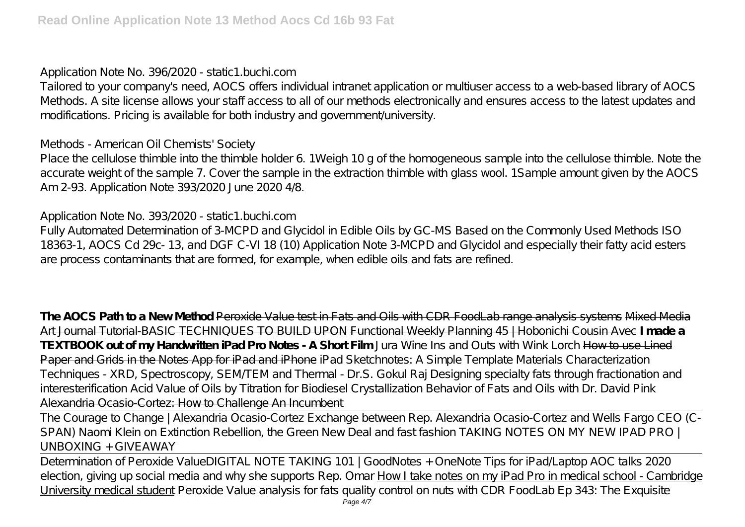*Application Note No. 396/2020 - static1.buchi.com*

Tailored to your company's need, AOCS offers individual intranet application or multiuser access to a web-based library of AOCS Methods. A site license allows your staff access to all of our methods electronically and ensures access to the latest updates and modifications. Pricing is available for both industry and government/university.

*Methods - American Oil Chemists' Society*

Place the cellulose thimble into the thimble holder 6. 1Weigh 10 g of the homogeneous sample into the cellulose thimble. Note the accurate weight of the sample 7. Cover the sample in the extraction thimble with glass wool. 1Sample amount given by the AOCS Am 2-93. Application Note 393/2020 June 2020 4/8.

*Application Note No. 393/2020 - static1.buchi.com*

Fully Automated Determination of 3-MCPD and Glycidol in Edible Oils by GC-MS Based on the Commonly Used Methods ISO 18363-1, AOCS Cd 29c- 13, and DGF C-VI 18 (10) Application Note 3-MCPD and Glycidol and especially their fatty acid esters are process contaminants that are formed, for example, when edible oils and fats are refined.

**The AOCS Path to a New Method** Peroxide Value test in Fats and Oils with CDR FoodLab range analysis systems Mixed Media Art Journal Tutorial-BASIC TECHNIQUES TO BUILD UPON Functional Weekly Planning 45 | Hobonichi Cousin Avec **I made a TEXTBOOK out of my Handwritten iPad Pro Notes - A Short Film** *Jura Wine Ins and Outs with Wink Lorch* How to use Lined Paper and Grids in the Notes App for iPad and iPhone *iPad Sketchnotes: A Simple Template Materials Characterization Techniques - XRD, Spectroscopy, SEM/TEM and Thermal - Dr.S. Gokul Raj Designing specialty fats through fractionation and interesterification Acid Value of Oils by Titration for Biodiesel Crystallization Behavior of Fats and Oils with Dr. David Pink* Alexandria Ocasio-Cortez: How to Challenge An Incumbent

The Courage to Change | Alexandria Ocasio-Cortez Exchange between Rep. Alexandria Ocasio-Cortez and Wells Fargo CEO (C-SPAN) Naomi Klein on Extinction Rebellion, the Green New Deal and fast fashion TAKING NOTES ON MY NEW IPAD PRO | UNBOXING + GIVEAWAY

Determination of Peroxide Value*DIGITAL NOTE TAKING 101 | GoodNotes + OneNote Tips for iPad/Laptop AOC talks 2020 election, giving up social media and why she supports Rep. Omar* How I take notes on my iPad Pro in medical school - Cambridge University medical student *Peroxide Value analysis for fats quality control on nuts with CDR FoodLab Ep 343: The Exquisite*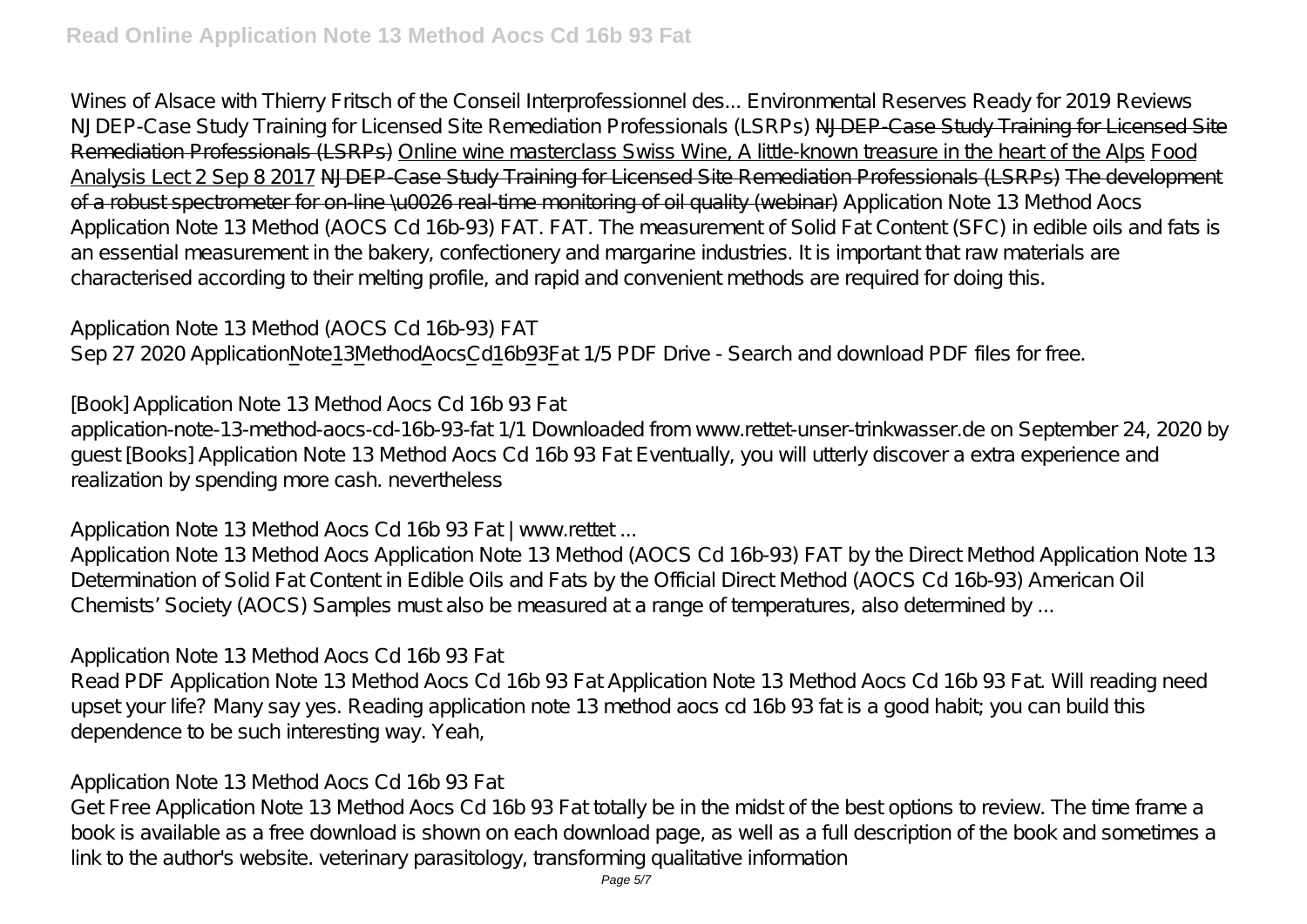Wines of Alsace with Thierry Fritsch of the Conseil Interprofessionnel des... Environmental Reserves Ready for 2019 Reviews NJDEP-Case Study Training for Licensed Site Remediation Professionals (LSRPs) ~~NJDEP-Case Study Training for Licensed Site Remediation Professionals (LSRPs)~~ Online wine masterclass Swiss Wine, A little-known treasure in the heart of the Alps Food Analysis Lect 2 Sep 8 2017 ~~NJDEP-Case Study Training for Licensed Site Remediation Professionals (LSRPs)~~ ~~The development of a robust spectrometer for on-line \u0026 real-time monitoring of oil quality (webinar)~~ Application Note 13 Method Aocs
Application Note 13 Method (AOCS Cd 16b-93) FAT. FAT. The measurement of Solid Fat Content (SFC) in edible oils and fats is an essential measurement in the bakery, confectionery and margarine industries. It is important that raw materials are characterised according to their melting profile, and rapid and convenient methods are required for doing this.

*Application Note 13 Method (AOCS Cd 16b-93) FAT*

Sep 27 2020 Application_Note_13_Method_Aocs_Cd_16b_93_Fat 1/5 PDF Drive - Search and download PDF files for free.

*[Book] Application Note 13 Method Aocs Cd 16b 93 Fat*

application-note-13-method-aocs-cd-16b-93-fat 1/1 Downloaded from www.rettet-unser-trinkwasser.de on September 24, 2020 by guest [Books] Application Note 13 Method Aocs Cd 16b 93 Fat Eventually, you will utterly discover a extra experience and realization by spending more cash. nevertheless

*Application Note 13 Method Aocs Cd 16b 93 Fat | www.rettet ...*

Application Note 13 Method Aocs Application Note 13 Method (AOCS Cd 16b-93) FAT by the Direct Method Application Note 13 Determination of Solid Fat Content in Edible Oils and Fats by the Official Direct Method (AOCS Cd 16b-93) American Oil Chemists' Society (AOCS) Samples must also be measured at a range of temperatures, also determined by ...

*Application Note 13 Method Aocs Cd 16b 93 Fat*

Read PDF Application Note 13 Method Aocs Cd 16b 93 Fat Application Note 13 Method Aocs Cd 16b 93 Fat. Will reading need upset your life? Many say yes. Reading application note 13 method aocs cd 16b 93 fat is a good habit; you can build this dependence to be such interesting way. Yeah,

*Application Note 13 Method Aocs Cd 16b 93 Fat*

Get Free Application Note 13 Method Aocs Cd 16b 93 Fat totally be in the midst of the best options to review. The time frame a book is available as a free download is shown on each download page, as well as a full description of the book and sometimes a link to the author's website. veterinary parasitology, transforming qualitative information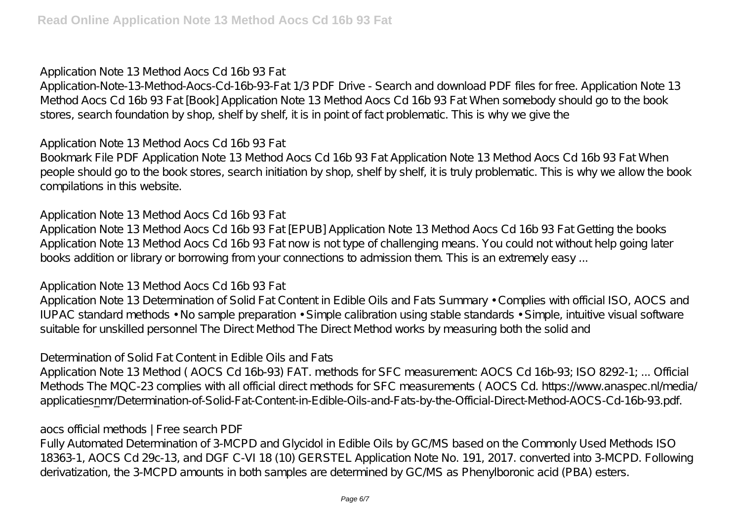## Application Note 13 Method Aocs Cd 16b 93 Fat

Application-Note-13-Method-Aocs-Cd-16b-93-Fat 1/3 PDF Drive - Search and download PDF files for free. Application Note 13 Method Aocs Cd 16b 93 Fat [Book] Application Note 13 Method Aocs Cd 16b 93 Fat When somebody should go to the book stores, search foundation by shop, shelf by shelf, it is in point of fact problematic. This is why we give the

## Application Note 13 Method Aocs Cd 16b 93 Fat

Bookmark File PDF Application Note 13 Method Aocs Cd 16b 93 Fat Application Note 13 Method Aocs Cd 16b 93 Fat When people should go to the book stores, search initiation by shop, shelf by shelf, it is truly problematic. This is why we allow the book compilations in this website.

## Application Note 13 Method Aocs Cd 16b 93 Fat

Application Note 13 Method Aocs Cd 16b 93 Fat [EPUB] Application Note 13 Method Aocs Cd 16b 93 Fat Getting the books Application Note 13 Method Aocs Cd 16b 93 Fat now is not type of challenging means. You could not without help going later books addition or library or borrowing from your connections to admission them. This is an extremely easy ...

## Application Note 13 Method Aocs Cd 16b 93 Fat

Application Note 13 Determination of Solid Fat Content in Edible Oils and Fats Summary • Complies with official ISO, AOCS and IUPAC standard methods • No sample preparation • Simple calibration using stable standards • Simple, intuitive visual software suitable for unskilled personnel The Direct Method The Direct Method works by measuring both the solid and

## Determination of Solid Fat Content in Edible Oils and Fats

Application Note 13 Method ( AOCS Cd 16b-93) FAT. methods for SFC measurement: AOCS Cd 16b-93; ISO 8292-1; ... Official Methods The MQC-23 complies with all official direct methods for SFC measurements ( AOCS Cd. https://www.anaspec.nl/media/applicaties_nmr/Determination-of-Solid-Fat-Content-in-Edible-Oils-and-Fats-by-the-Official-Direct-Method-AOCS-Cd-16b-93.pdf.

## aocs official methods | Free search PDF

Fully Automated Determination of 3-MCPD and Glycidol in Edible Oils by GC/MS based on the Commonly Used Methods ISO 18363-1, AOCS Cd 29c-13, and DGF C-VI 18 (10) GERSTEL Application Note No. 191, 2017. converted into 3-MCPD. Following derivatization, the 3-MCPD amounts in both samples are determined by GC/MS as Phenylboronic acid (PBA) esters.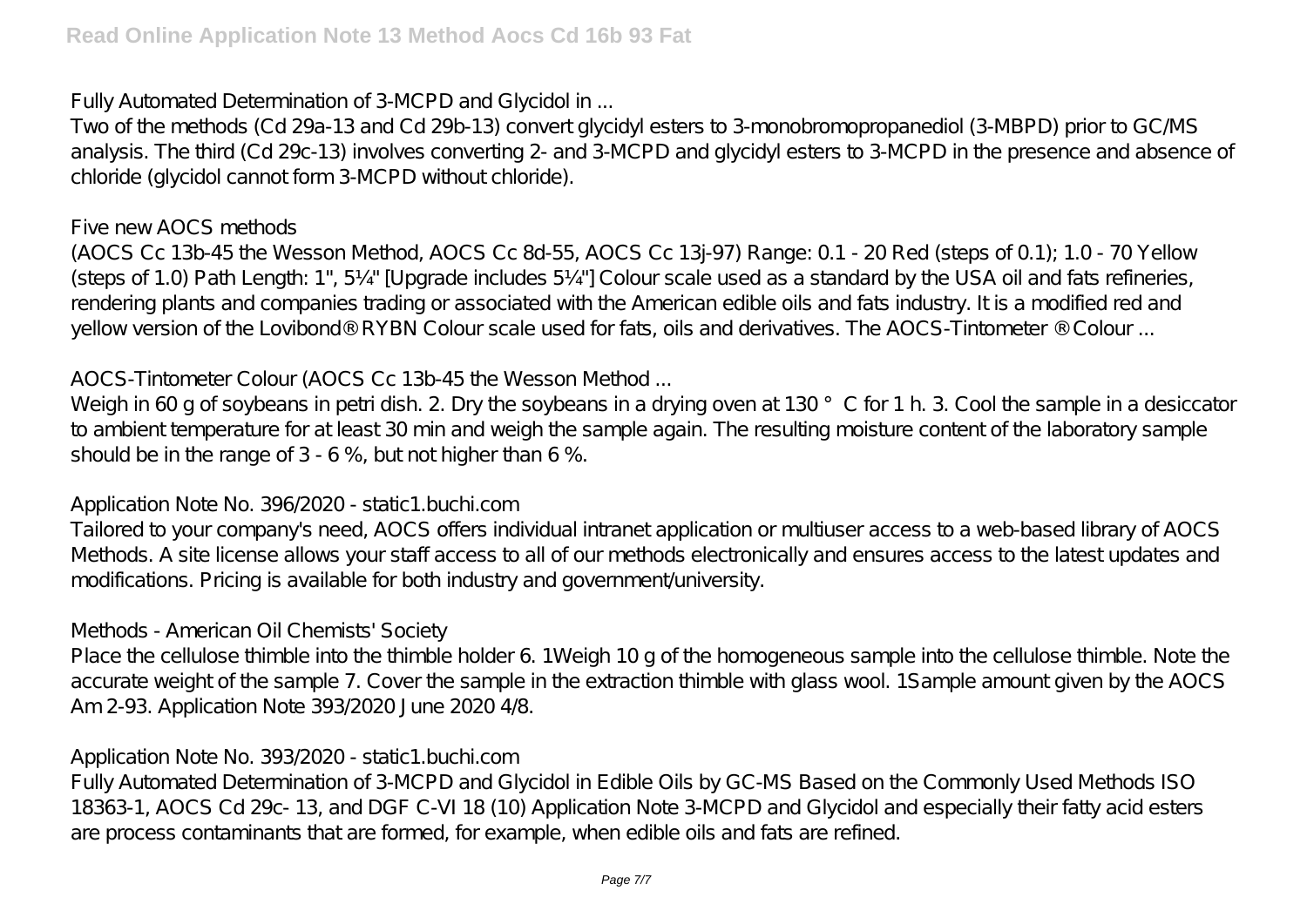## Fully Automated Determination of 3-MCPD and Glycidol in ...

Two of the methods (Cd 29a-13 and Cd 29b-13) convert glycidyl esters to 3-monobromopropanediol (3-MBPD) prior to GC/MS analysis. The third (Cd 29c-13) involves converting 2- and 3-MCPD and glycidyl esters to 3-MCPD in the presence and absence of chloride (glycidol cannot form 3-MCPD without chloride).

## Five new AOCS methods

(AOCS Cc 13b-45 the Wesson Method, AOCS Cc 8d-55, AOCS Cc 13j-97) Range: 0.1 - 20 Red (steps of 0.1); 1.0 - 70 Yellow (steps of 1.0) Path Length: 1", 5¼" [Upgrade includes 5¼"] Colour scale used as a standard by the USA oil and fats refineries, rendering plants and companies trading or associated with the American edible oils and fats industry. It is a modified red and yellow version of the Lovibond® RYBN Colour scale used for fats, oils and derivatives. The AOCS-Tintometer ® Colour ...

## AOCS-Tintometer Colour (AOCS Cc 13b-45 the Wesson Method ...

Weigh in 60 g of soybeans in petri dish. 2. Dry the soybeans in a drying oven at 130 °C for 1 h. 3. Cool the sample in a desiccator to ambient temperature for at least 30 min and weigh the sample again. The resulting moisture content of the laboratory sample should be in the range of 3 - 6 %, but not higher than 6 %.

## Application Note No. 396/2020 - static1.buchi.com

Tailored to your company's need, AOCS offers individual intranet application or multiuser access to a web-based library of AOCS Methods. A site license allows your staff access to all of our methods electronically and ensures access to the latest updates and modifications. Pricing is available for both industry and government/university.

## Methods - American Oil Chemists' Society

Place the cellulose thimble into the thimble holder 6. 1Weigh 10 g of the homogeneous sample into the cellulose thimble. Note the accurate weight of the sample 7. Cover the sample in the extraction thimble with glass wool. 1Sample amount given by the AOCS Am 2-93. Application Note 393/2020 June 2020 4/8.

## Application Note No. 393/2020 - static1.buchi.com

Fully Automated Determination of 3-MCPD and Glycidol in Edible Oils by GC-MS Based on the Commonly Used Methods ISO 18363-1, AOCS Cd 29c- 13, and DGF C-VI 18 (10) Application Note 3-MCPD and Glycidol and especially their fatty acid esters are process contaminants that are formed, for example, when edible oils and fats are refined.